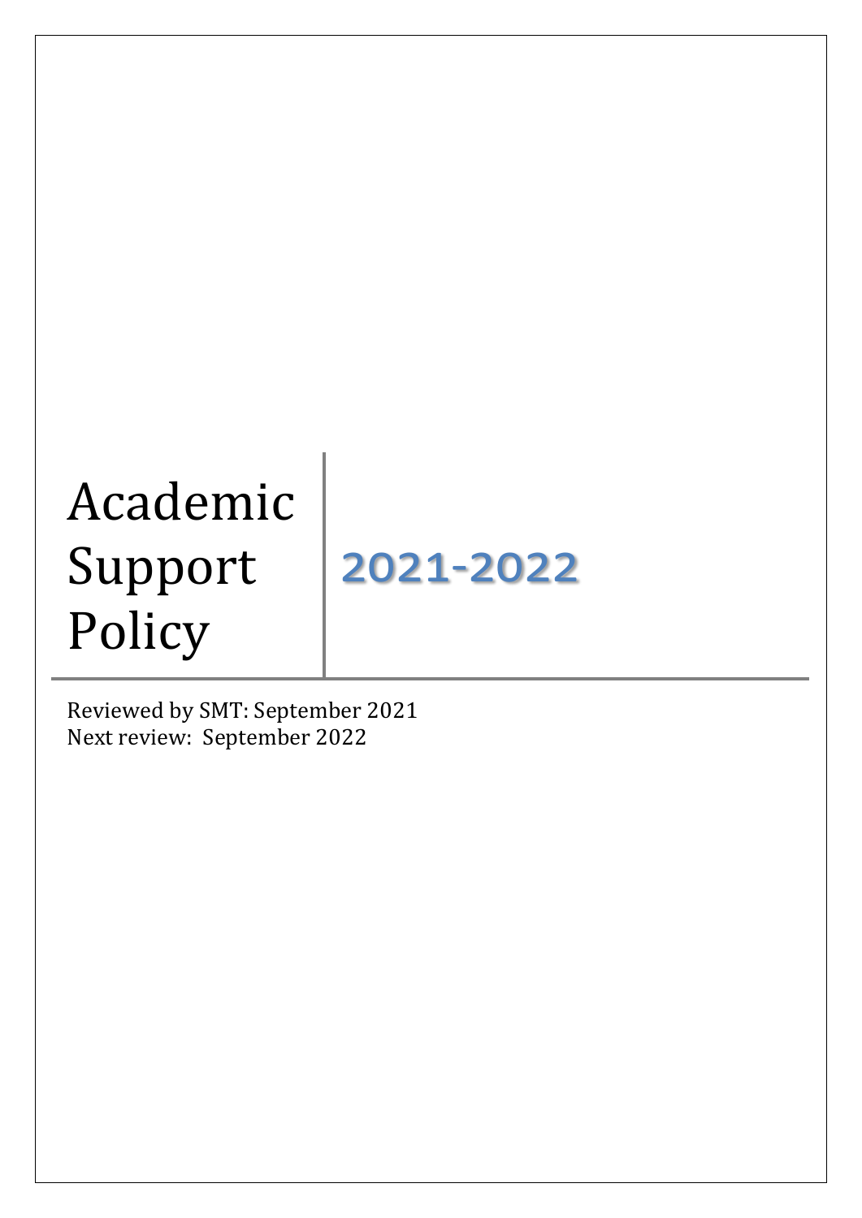# Academic Support Policy

## 2021-2022

Reviewed by SMT: September 2021
Next review: September 2022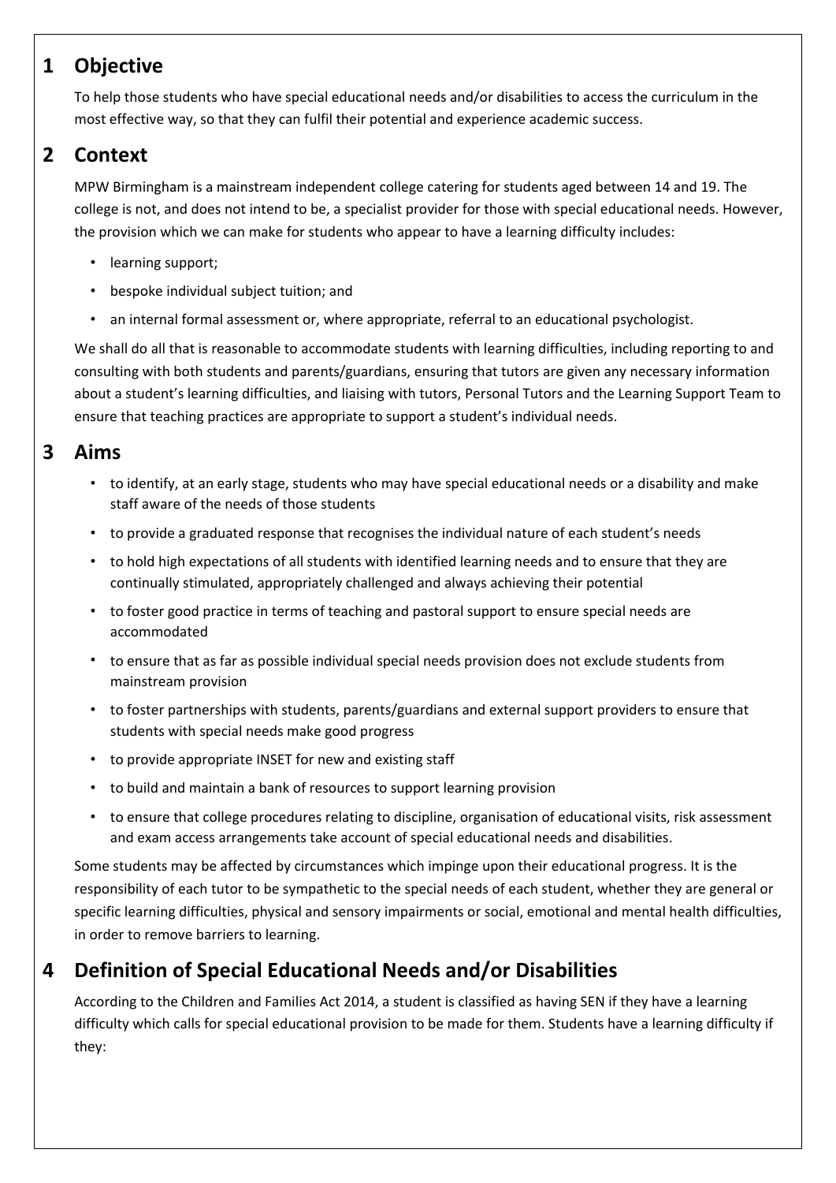## 1 Objective

To help those students who have special educational needs and/or disabilities to access the curriculum in the most effective way, so that they can fulfil their potential and experience academic success.

## 2 Context

MPW Birmingham is a mainstream independent college catering for students aged between 14 and 19. The college is not, and does not intend to be, a specialist provider for those with special educational needs. However, the provision which we can make for students who appear to have a learning difficulty includes:

- learning support;
- bespoke individual subject tuition; and
- an internal formal assessment or, where appropriate, referral to an educational psychologist.

We shall do all that is reasonable to accommodate students with learning difficulties, including reporting to and consulting with both students and parents/guardians, ensuring that tutors are given any necessary information about a student's learning difficulties, and liaising with tutors, Personal Tutors and the Learning Support Team to ensure that teaching practices are appropriate to support a student's individual needs.

## 3 Aims

- to identify, at an early stage, students who may have special educational needs or a disability and make staff aware of the needs of those students
- to provide a graduated response that recognises the individual nature of each student's needs
- to hold high expectations of all students with identified learning needs and to ensure that they are continually stimulated, appropriately challenged and always achieving their potential
- to foster good practice in terms of teaching and pastoral support to ensure special needs are accommodated
- to ensure that as far as possible individual special needs provision does not exclude students from mainstream provision
- to foster partnerships with students, parents/guardians and external support providers to ensure that students with special needs make good progress
- to provide appropriate INSET for new and existing staff
- to build and maintain a bank of resources to support learning provision
- to ensure that college procedures relating to discipline, organisation of educational visits, risk assessment and exam access arrangements take account of special educational needs and disabilities.

Some students may be affected by circumstances which impinge upon their educational progress. It is the responsibility of each tutor to be sympathetic to the special needs of each student, whether they are general or specific learning difficulties, physical and sensory impairments or social, emotional and mental health difficulties, in order to remove barriers to learning.

## 4 Definition of Special Educational Needs and/or Disabilities

According to the Children and Families Act 2014, a student is classified as having SEN if they have a learning difficulty which calls for special educational provision to be made for them. Students have a learning difficulty if they: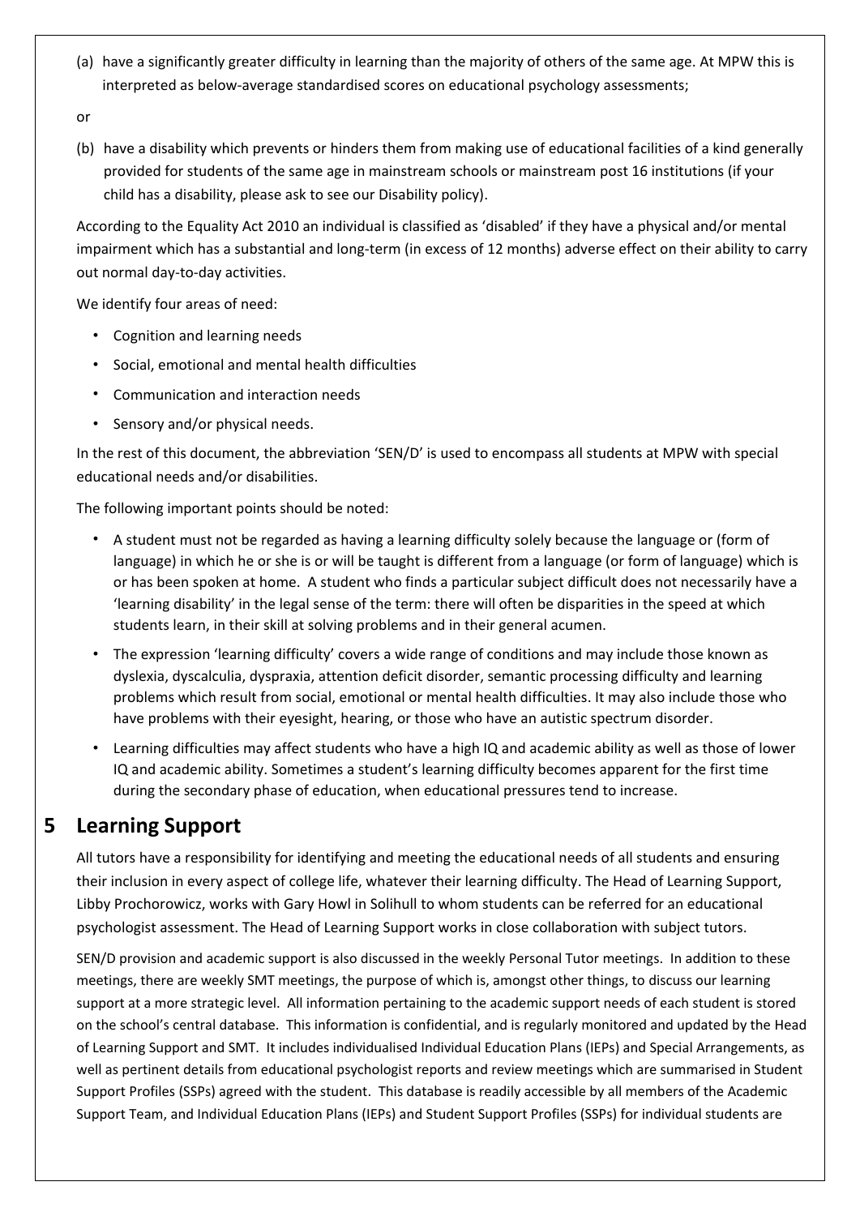(a) have a significantly greater difficulty in learning than the majority of others of the same age. At MPW this is interpreted as below-average standardised scores on educational psychology assessments;

or

(b) have a disability which prevents or hinders them from making use of educational facilities of a kind generally provided for students of the same age in mainstream schools or mainstream post 16 institutions (if your child has a disability, please ask to see our Disability policy).

According to the Equality Act 2010 an individual is classified as 'disabled' if they have a physical and/or mental impairment which has a substantial and long-term (in excess of 12 months) adverse effect on their ability to carry out normal day-to-day activities.

We identify four areas of need:

- Cognition and learning needs
- Social, emotional and mental health difficulties
- Communication and interaction needs
- Sensory and/or physical needs.

In the rest of this document, the abbreviation 'SEN/D' is used to encompass all students at MPW with special educational needs and/or disabilities.

The following important points should be noted:

- A student must not be regarded as having a learning difficulty solely because the language or (form of language) in which he or she is or will be taught is different from a language (or form of language) which is or has been spoken at home. A student who finds a particular subject difficult does not necessarily have a 'learning disability' in the legal sense of the term: there will often be disparities in the speed at which students learn, in their skill at solving problems and in their general acumen.
- The expression 'learning difficulty' covers a wide range of conditions and may include those known as dyslexia, dyscalculia, dyspraxia, attention deficit disorder, semantic processing difficulty and learning problems which result from social, emotional or mental health difficulties. It may also include those who have problems with their eyesight, hearing, or those who have an autistic spectrum disorder.
- Learning difficulties may affect students who have a high IQ and academic ability as well as those of lower IQ and academic ability. Sometimes a student's learning difficulty becomes apparent for the first time during the secondary phase of education, when educational pressures tend to increase.

## 5 Learning Support

All tutors have a responsibility for identifying and meeting the educational needs of all students and ensuring their inclusion in every aspect of college life, whatever their learning difficulty. The Head of Learning Support, Libby Prochorowicz, works with Gary Howl in Solihull to whom students can be referred for an educational psychologist assessment. The Head of Learning Support works in close collaboration with subject tutors.

SEN/D provision and academic support is also discussed in the weekly Personal Tutor meetings. In addition to these meetings, there are weekly SMT meetings, the purpose of which is, amongst other things, to discuss our learning support at a more strategic level. All information pertaining to the academic support needs of each student is stored on the school's central database. This information is confidential, and is regularly monitored and updated by the Head of Learning Support and SMT. It includes individualised Individual Education Plans (IEPs) and Special Arrangements, as well as pertinent details from educational psychologist reports and review meetings which are summarised in Student Support Profiles (SSPs) agreed with the student. This database is readily accessible by all members of the Academic Support Team, and Individual Education Plans (IEPs) and Student Support Profiles (SSPs) for individual students are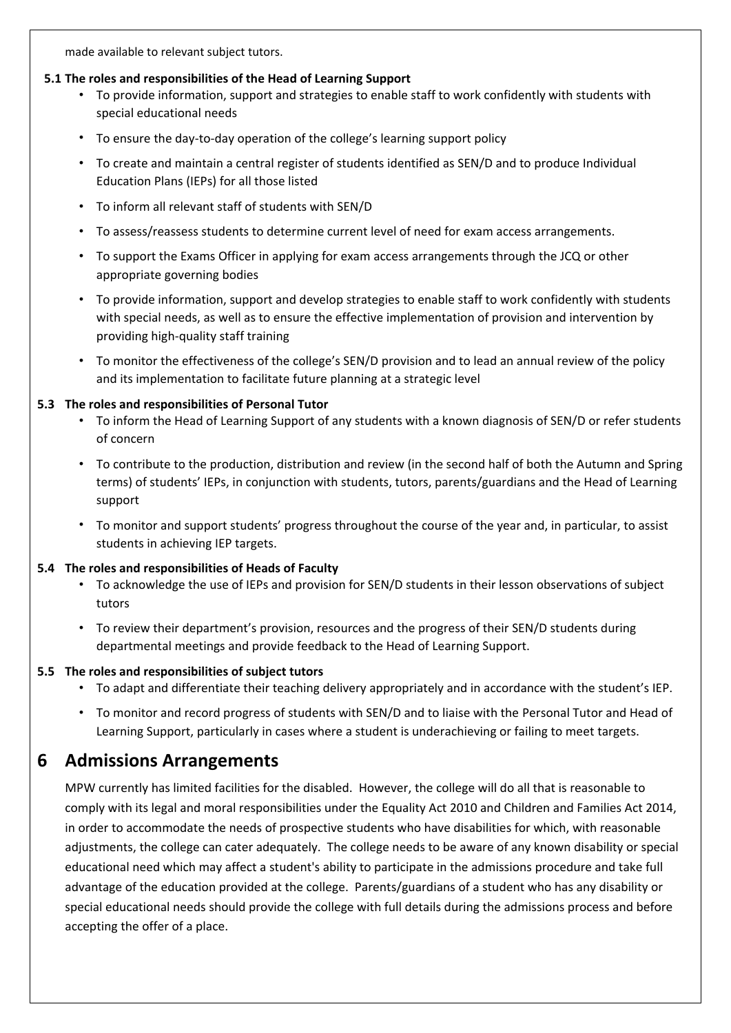made available to relevant subject tutors.

### 5.1 The roles and responsibilities of the Head of Learning Support

- To provide information, support and strategies to enable staff to work confidently with students with special educational needs
- To ensure the day-to-day operation of the college's learning support policy
- To create and maintain a central register of students identified as SEN/D and to produce Individual Education Plans (IEPs) for all those listed
- To inform all relevant staff of students with SEN/D
- To assess/reassess students to determine current level of need for exam access arrangements.
- To support the Exams Officer in applying for exam access arrangements through the JCQ or other appropriate governing bodies
- To provide information, support and develop strategies to enable staff to work confidently with students with special needs, as well as to ensure the effective implementation of provision and intervention by providing high-quality staff training
- To monitor the effectiveness of the college's SEN/D provision and to lead an annual review of the policy and its implementation to facilitate future planning at a strategic level

### 5.3 The roles and responsibilities of Personal Tutor

- To inform the Head of Learning Support of any students with a known diagnosis of SEN/D or refer students of concern
- To contribute to the production, distribution and review (in the second half of both the Autumn and Spring terms) of students' IEPs, in conjunction with students, tutors, parents/guardians and the Head of Learning support
- To monitor and support students' progress throughout the course of the year and, in particular, to assist students in achieving IEP targets.

### 5.4 The roles and responsibilities of Heads of Faculty

- To acknowledge the use of IEPs and provision for SEN/D students in their lesson observations of subject tutors
- To review their department's provision, resources and the progress of their SEN/D students during departmental meetings and provide feedback to the Head of Learning Support.

### 5.5 The roles and responsibilities of subject tutors

- To adapt and differentiate their teaching delivery appropriately and in accordance with the student's IEP.
- To monitor and record progress of students with SEN/D and to liaise with the Personal Tutor and Head of Learning Support, particularly in cases where a student is underachieving or failing to meet targets.

## 6 Admissions Arrangements

MPW currently has limited facilities for the disabled. However, the college will do all that is reasonable to comply with its legal and moral responsibilities under the Equality Act 2010 and Children and Families Act 2014, in order to accommodate the needs of prospective students who have disabilities for which, with reasonable adjustments, the college can cater adequately. The college needs to be aware of any known disability or special educational need which may affect a student's ability to participate in the admissions procedure and take full advantage of the education provided at the college. Parents/guardians of a student who has any disability or special educational needs should provide the college with full details during the admissions process and before accepting the offer of a place.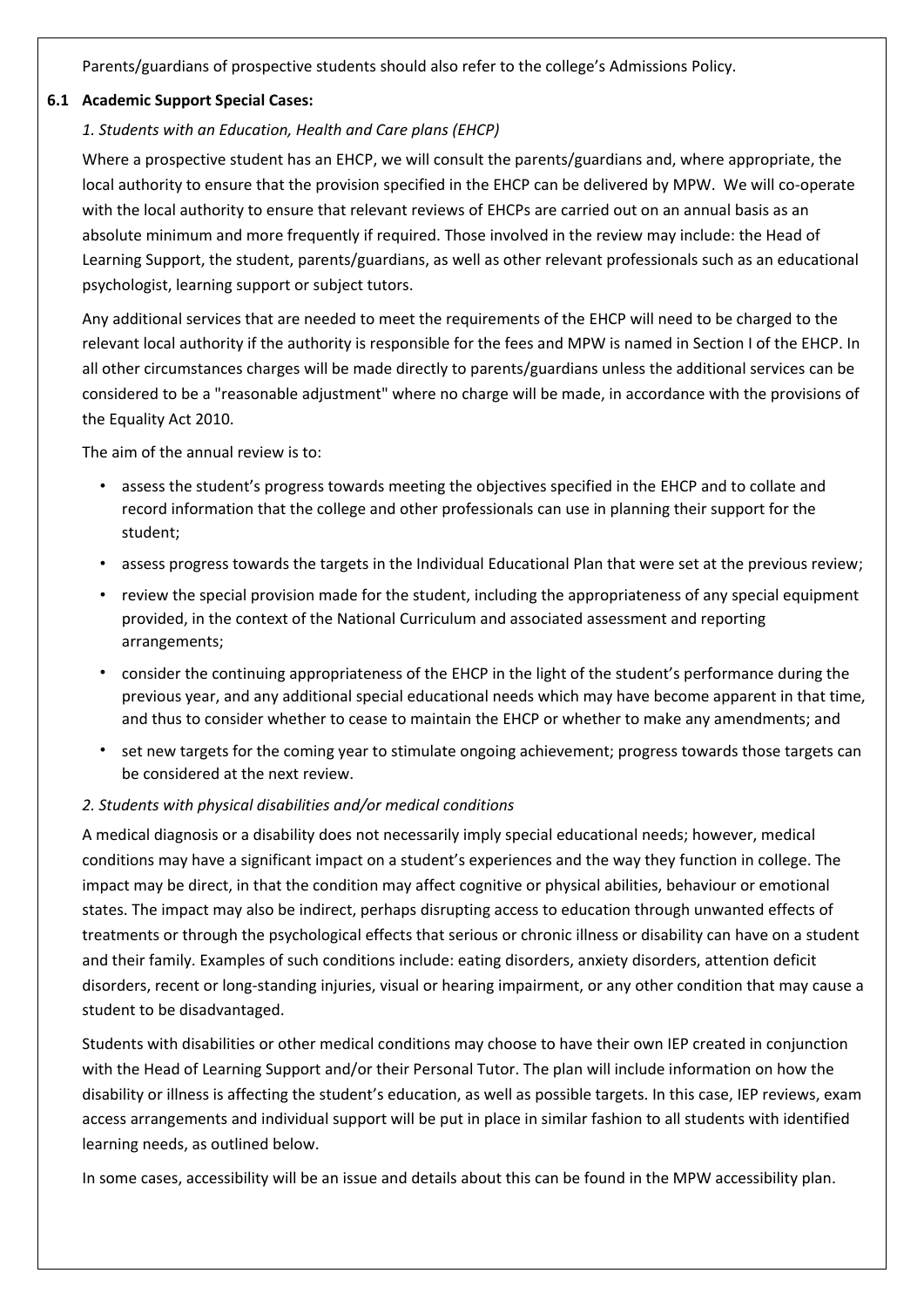Parents/guardians of prospective students should also refer to the college's Admissions Policy.

### 6.1 Academic Support Special Cases:

*1. Students with an Education, Health and Care plans (EHCP)*

Where a prospective student has an EHCP, we will consult the parents/guardians and, where appropriate, the local authority to ensure that the provision specified in the EHCP can be delivered by MPW. We will co-operate with the local authority to ensure that relevant reviews of EHCPs are carried out on an annual basis as an absolute minimum and more frequently if required. Those involved in the review may include: the Head of Learning Support, the student, parents/guardians, as well as other relevant professionals such as an educational psychologist, learning support or subject tutors.

Any additional services that are needed to meet the requirements of the EHCP will need to be charged to the relevant local authority if the authority is responsible for the fees and MPW is named in Section I of the EHCP. In all other circumstances charges will be made directly to parents/guardians unless the additional services can be considered to be a "reasonable adjustment" where no charge will be made, in accordance with the provisions of the Equality Act 2010.

The aim of the annual review is to:

- assess the student's progress towards meeting the objectives specified in the EHCP and to collate and record information that the college and other professionals can use in planning their support for the student;
- assess progress towards the targets in the Individual Educational Plan that were set at the previous review;
- review the special provision made for the student, including the appropriateness of any special equipment provided, in the context of the National Curriculum and associated assessment and reporting arrangements;
- consider the continuing appropriateness of the EHCP in the light of the student's performance during the previous year, and any additional special educational needs which may have become apparent in that time, and thus to consider whether to cease to maintain the EHCP or whether to make any amendments; and
- set new targets for the coming year to stimulate ongoing achievement; progress towards those targets can be considered at the next review.

*2. Students with physical disabilities and/or medical conditions*

A medical diagnosis or a disability does not necessarily imply special educational needs; however, medical conditions may have a significant impact on a student's experiences and the way they function in college. The impact may be direct, in that the condition may affect cognitive or physical abilities, behaviour or emotional states. The impact may also be indirect, perhaps disrupting access to education through unwanted effects of treatments or through the psychological effects that serious or chronic illness or disability can have on a student and their family. Examples of such conditions include: eating disorders, anxiety disorders, attention deficit disorders, recent or long-standing injuries, visual or hearing impairment, or any other condition that may cause a student to be disadvantaged.

Students with disabilities or other medical conditions may choose to have their own IEP created in conjunction with the Head of Learning Support and/or their Personal Tutor. The plan will include information on how the disability or illness is affecting the student's education, as well as possible targets. In this case, IEP reviews, exam access arrangements and individual support will be put in place in similar fashion to all students with identified learning needs, as outlined below.

In some cases, accessibility will be an issue and details about this can be found in the MPW accessibility plan.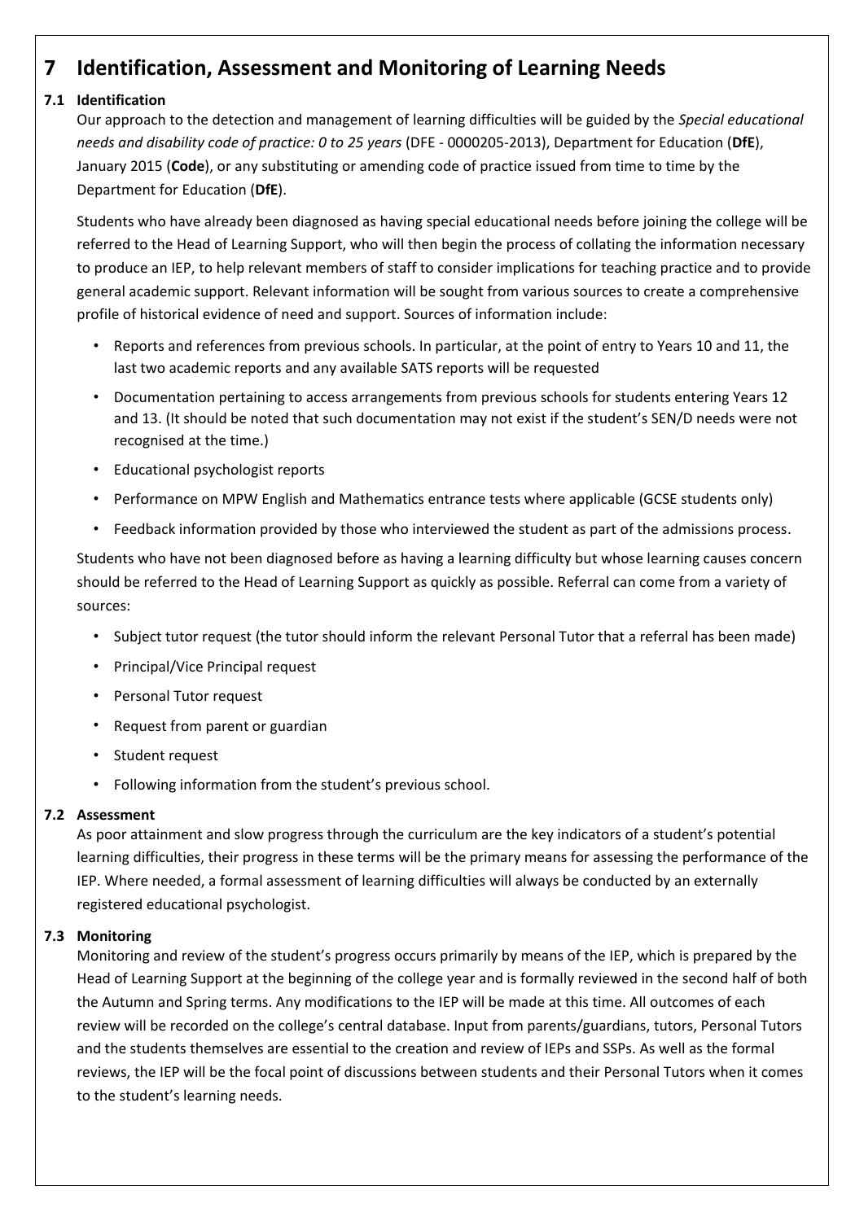# 7 Identification, Assessment and Monitoring of Learning Needs

## 7.1 Identification

Our approach to the detection and management of learning difficulties will be guided by the *Special educational needs and disability code of practice: 0 to 25 years* (DFE - 0000205-2013), Department for Education (**DfE**), January 2015 (**Code**), or any substituting or amending code of practice issued from time to time by the Department for Education (**DfE**).

Students who have already been diagnosed as having special educational needs before joining the college will be referred to the Head of Learning Support, who will then begin the process of collating the information necessary to produce an IEP, to help relevant members of staff to consider implications for teaching practice and to provide general academic support. Relevant information will be sought from various sources to create a comprehensive profile of historical evidence of need and support. Sources of information include:

- Reports and references from previous schools. In particular, at the point of entry to Years 10 and 11, the last two academic reports and any available SATS reports will be requested
- Documentation pertaining to access arrangements from previous schools for students entering Years 12 and 13. (It should be noted that such documentation may not exist if the student's SEN/D needs were not recognised at the time.)
- Educational psychologist reports
- Performance on MPW English and Mathematics entrance tests where applicable (GCSE students only)
- Feedback information provided by those who interviewed the student as part of the admissions process.

Students who have not been diagnosed before as having a learning difficulty but whose learning causes concern should be referred to the Head of Learning Support as quickly as possible. Referral can come from a variety of sources:

- Subject tutor request (the tutor should inform the relevant Personal Tutor that a referral has been made)
- Principal/Vice Principal request
- Personal Tutor request
- Request from parent or guardian
- Student request
- Following information from the student's previous school.

## 7.2 Assessment

As poor attainment and slow progress through the curriculum are the key indicators of a student's potential learning difficulties, their progress in these terms will be the primary means for assessing the performance of the IEP. Where needed, a formal assessment of learning difficulties will always be conducted by an externally registered educational psychologist.

## 7.3 Monitoring

Monitoring and review of the student's progress occurs primarily by means of the IEP, which is prepared by the Head of Learning Support at the beginning of the college year and is formally reviewed in the second half of both the Autumn and Spring terms. Any modifications to the IEP will be made at this time. All outcomes of each review will be recorded on the college's central database. Input from parents/guardians, tutors, Personal Tutors and the students themselves are essential to the creation and review of IEPs and SSPs. As well as the formal reviews, the IEP will be the focal point of discussions between students and their Personal Tutors when it comes to the student's learning needs.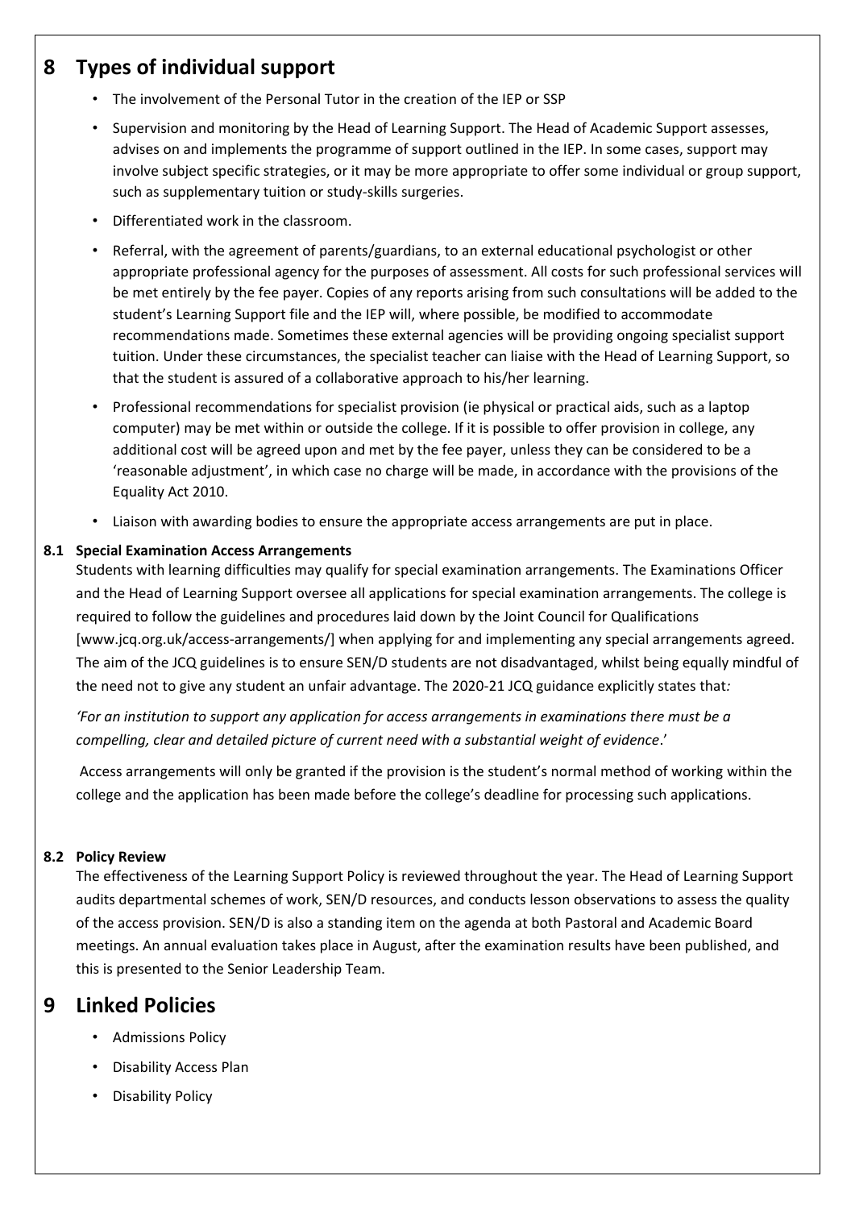# 8 Types of individual support

- The involvement of the Personal Tutor in the creation of the IEP or SSP
- Supervision and monitoring by the Head of Learning Support. The Head of Academic Support assesses, advises on and implements the programme of support outlined in the IEP. In some cases, support may involve subject specific strategies, or it may be more appropriate to offer some individual or group support, such as supplementary tuition or study-skills surgeries.
- Differentiated work in the classroom.
- Referral, with the agreement of parents/guardians, to an external educational psychologist or other appropriate professional agency for the purposes of assessment. All costs for such professional services will be met entirely by the fee payer. Copies of any reports arising from such consultations will be added to the student's Learning Support file and the IEP will, where possible, be modified to accommodate recommendations made. Sometimes these external agencies will be providing ongoing specialist support tuition. Under these circumstances, the specialist teacher can liaise with the Head of Learning Support, so that the student is assured of a collaborative approach to his/her learning.
- Professional recommendations for specialist provision (ie physical or practical aids, such as a laptop computer) may be met within or outside the college. If it is possible to offer provision in college, any additional cost will be agreed upon and met by the fee payer, unless they can be considered to be a 'reasonable adjustment', in which case no charge will be made, in accordance with the provisions of the Equality Act 2010.
- Liaison with awarding bodies to ensure the appropriate access arrangements are put in place.

### 8.1 Special Examination Access Arrangements

Students with learning difficulties may qualify for special examination arrangements. The Examinations Officer and the Head of Learning Support oversee all applications for special examination arrangements. The college is required to follow the guidelines and procedures laid down by the Joint Council for Qualifications [www.jcq.org.uk/access-arrangements/] when applying for and implementing any special arrangements agreed. The aim of the JCQ guidelines is to ensure SEN/D students are not disadvantaged, whilst being equally mindful of the need not to give any student an unfair advantage. The 2020-21 JCQ guidance explicitly states that:

*'For an institution to support any application for access arrangements in examinations there must be a compelling, clear and detailed picture of current need with a substantial weight of evidence*.'

Access arrangements will only be granted if the provision is the student's normal method of working within the college and the application has been made before the college's deadline for processing such applications.

### 8.2 Policy Review

The effectiveness of the Learning Support Policy is reviewed throughout the year. The Head of Learning Support audits departmental schemes of work, SEN/D resources, and conducts lesson observations to assess the quality of the access provision. SEN/D is also a standing item on the agenda at both Pastoral and Academic Board meetings. An annual evaluation takes place in August, after the examination results have been published, and this is presented to the Senior Leadership Team.

# 9 Linked Policies

- Admissions Policy
- Disability Access Plan
- Disability Policy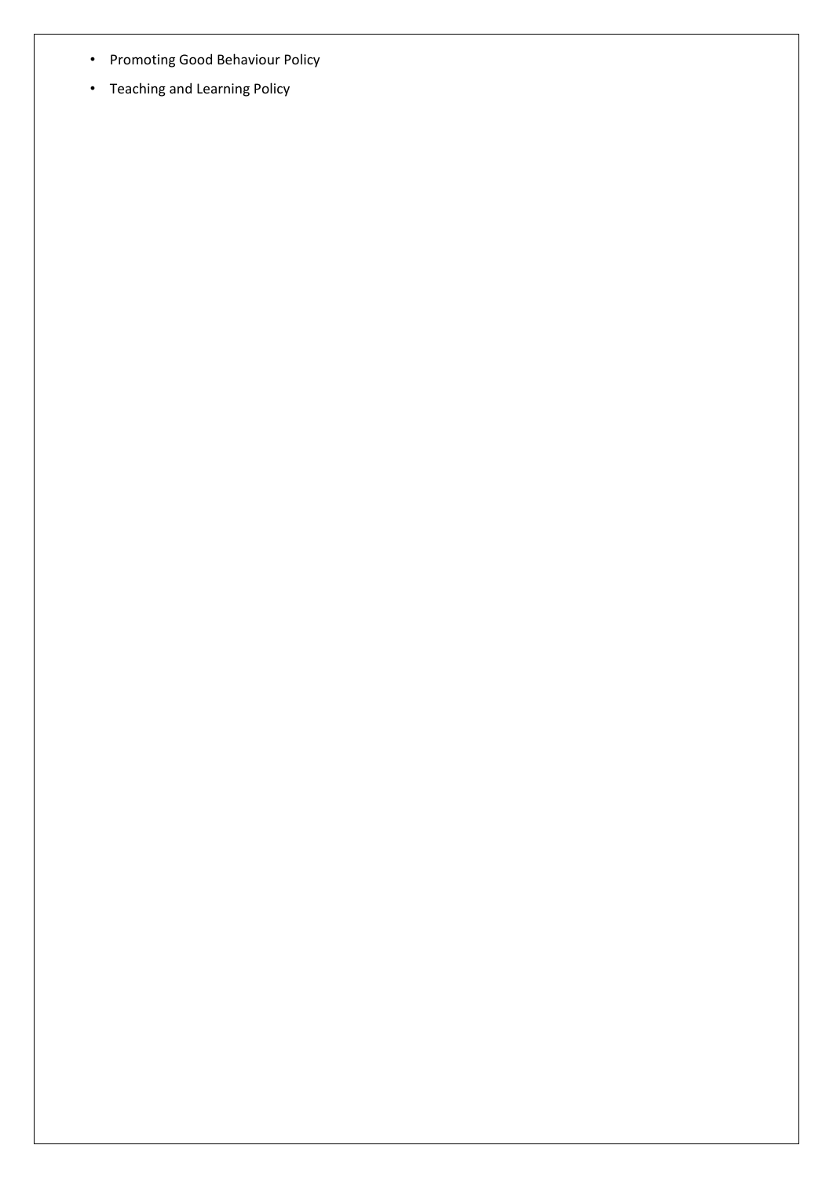- Promoting Good Behaviour Policy
- Teaching and Learning Policy